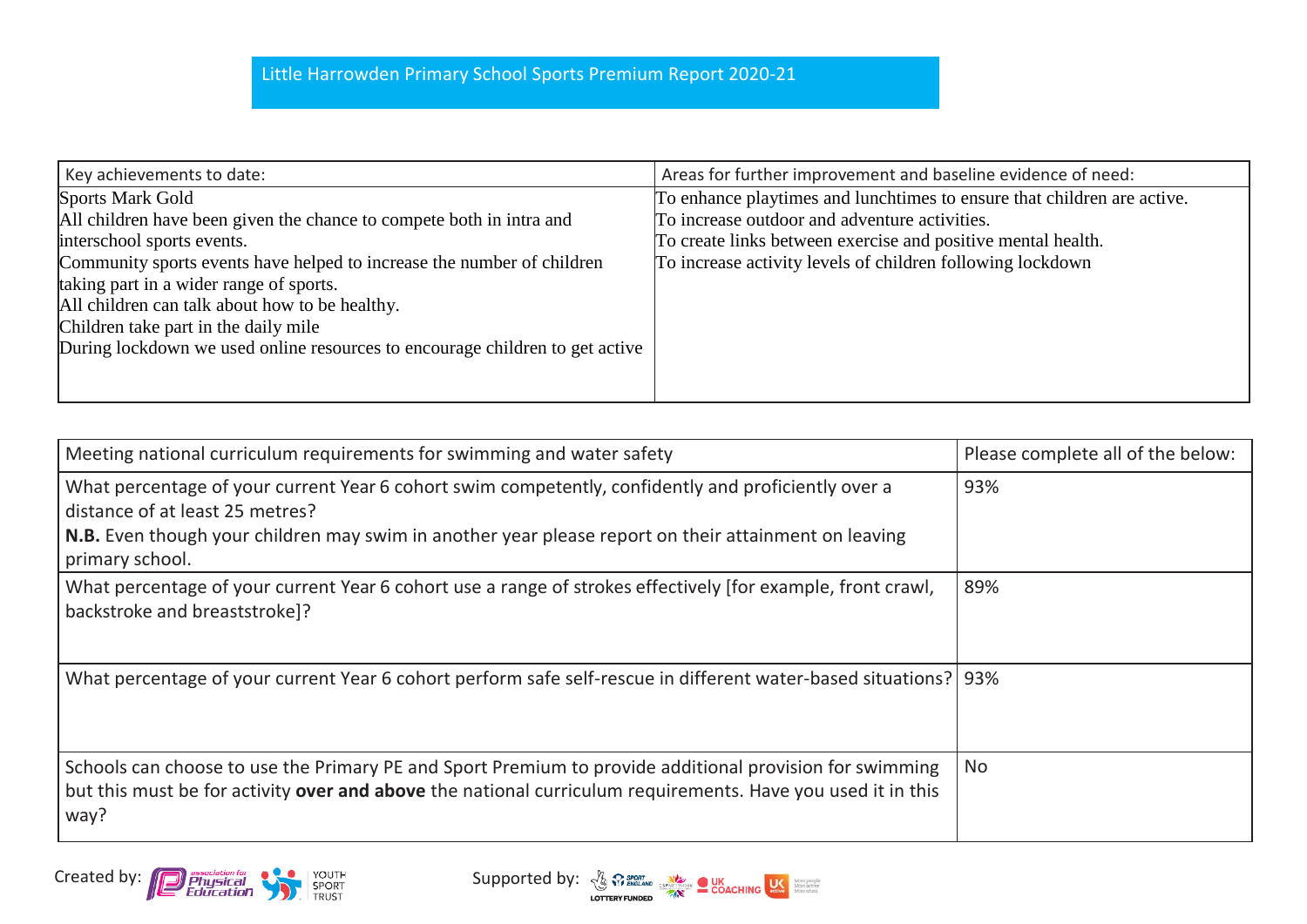# Little Harrowden Primary School Sports Premium Report 2020-21

| Key achievements to date: | Areas for further improvement and baseline evidence of need: |
| --- | --- |
| Sports Mark Gold<br>All children have been given the chance to compete both in intra and interschool sports events.<br>Community sports events have helped to increase the number of children taking part in a wider range of sports.<br>All children can talk about how to be healthy.<br>Children take part in the daily mile<br>During lockdown we used online resources to encourage children to get active | To enhance playtimes and lunchtimes to ensure that children are active.<br>To increase outdoor and adventure activities.<br>To create links between exercise and positive mental health.<br>To increase activity levels of children following lockdown |

| Meeting national curriculum requirements for swimming and water safety | Please complete all of the below: |
| --- | --- |
| What percentage of your current Year 6 cohort swim competently, confidently and proficiently over a distance of at least 25 metres?<br>**N.B.** Even though your children may swim in another year please report on their attainment on leaving primary school. | 93% |
| What percentage of your current Year 6 cohort use a range of strokes effectively [for example, front crawl, backstroke and breaststroke]? | 89% |
| What percentage of your current Year 6 cohort perform safe self-rescue in different water-based situations? | 93% |
| Schools can choose to use the Primary PE and Sport Premium to provide additional provision for swimming but this must be for activity **over and above** the national curriculum requirements. Have you used it in this way? | No |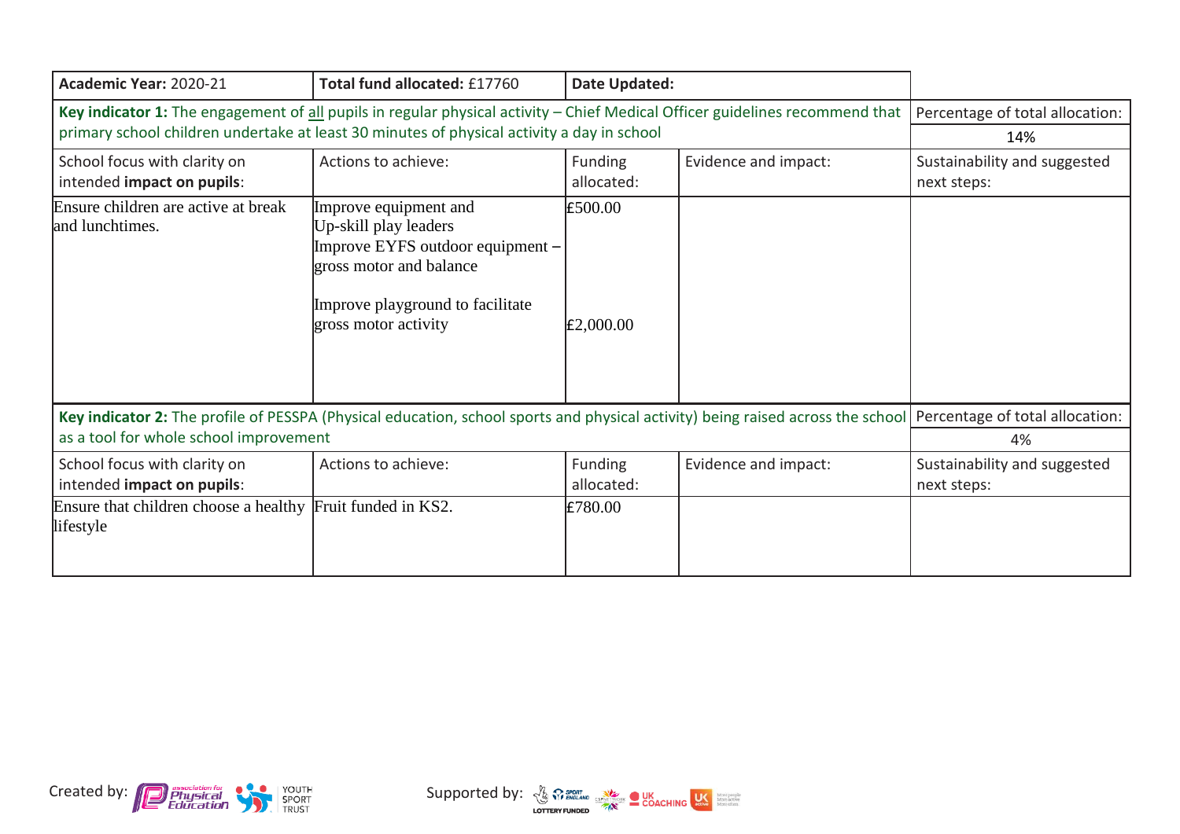| **Academic Year:** 2020-21 | **Total fund allocated:** £17760 | **Date Updated:** | | |
|---|---|---|---|---|
| **Key indicator 1:** The engagement of <u>all</u> pupils in regular physical activity – Chief Medical Officer guidelines recommend that primary school children undertake at least 30 minutes of physical activity a day in school | | | | Percentage of total allocation: 14% |
| School focus with clarity on intended **impact on pupils**: | Actions to achieve: | Funding allocated: | Evidence and impact: | Sustainability and suggested next steps: |
| Ensure children are active at break and lunchtimes. | Improve equipment and Up-skill play leaders<br>Improve EYFS outdoor equipment – gross motor and balance<br><br>Improve playground to facilitate gross motor activity | £500.00<br><br><br><br>£2,000.00 | | |
| **Key indicator 2:** The profile of PESSPA (Physical education, school sports and physical activity) being raised across the school as a tool for whole school improvement | | | | Percentage of total allocation: 4% |
| School focus with clarity on intended **impact on pupils**: | Actions to achieve: | Funding allocated: | Evidence and impact: | Sustainability and suggested next steps: |
| Ensure that children choose a healthy lifestyle | Fruit funded in KS2. | £780.00 | | |

Created by: association for Physical Education, Youth Sport Trust

Supported by: Sport England Lottery Funded, CSPN, UK Coaching, UK active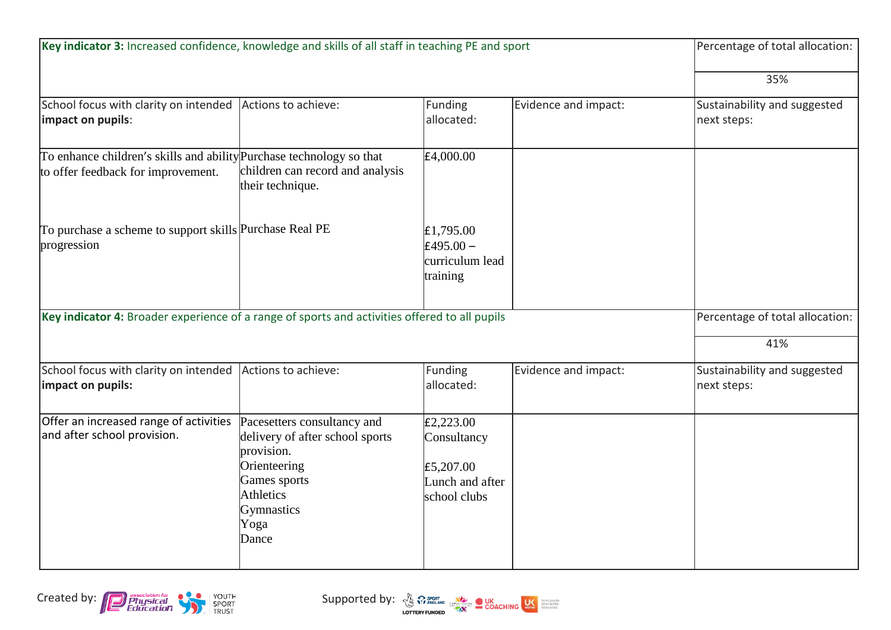| **Key indicator 3:** Increased confidence, knowledge and skills of all staff in teaching PE and sport | | | | Percentage of total allocation: |
|---|---|---|---|---|
| | | | | 35% |
| School focus with clarity on intended **impact on pupils**: | Actions to achieve: | Funding allocated: | Evidence and impact: | Sustainability and suggested next steps: |
| To enhance children's skills and ability to offer feedback for improvement. | Purchase technology so that children can record and analysis their technique. | £4,000.00 | | |
| To purchase a scheme to support skills progression | Purchase Real PE | £1,795.00<br>£495.00 – curriculum lead training | | |

| **Key indicator 4:** Broader experience of a range of sports and activities offered to all pupils | | | | Percentage of total allocation: |
|---|---|---|---|---|
| | | | | 41% |
| School focus with clarity on intended **impact on pupils:** | Actions to achieve: | Funding allocated: | Evidence and impact: | Sustainability and suggested next steps: |
| Offer an increased range of activities and after school provision. | Pacesetters consultancy and delivery of after school sports provision.<br>Orienteering<br>Games sports<br>Athletics<br>Gymnastics<br>Yoga<br>Dance | £2,223.00 Consultancy<br><br>£5,207.00 Lunch and after school clubs | | |

Created by: association for Physical Education, YOUTH SPORT TRUST

Supported by: SPORT ENGLAND, LOTTERY FUNDED, UK COACHING, UK active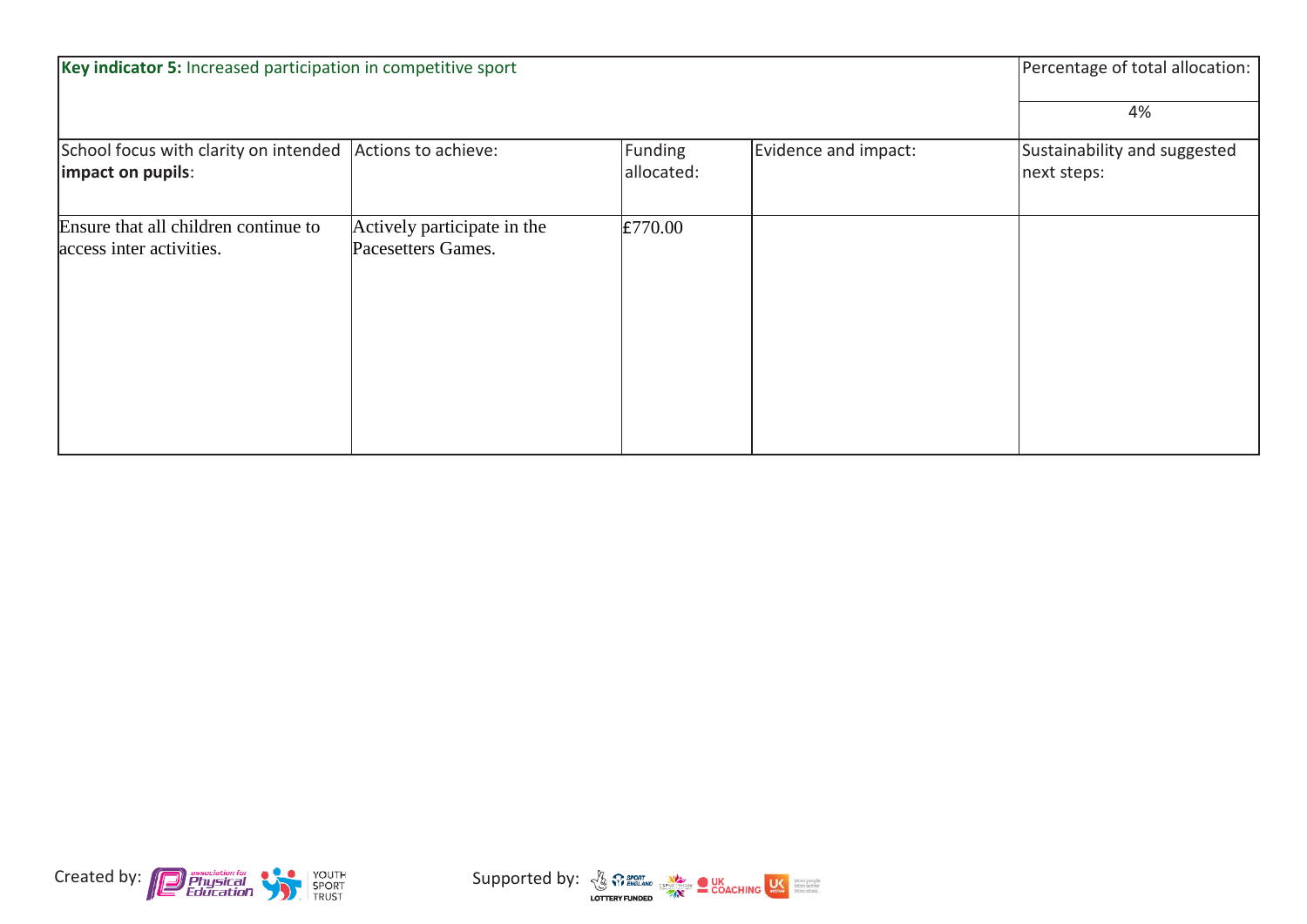| **Key indicator 5:** Increased participation in competitive sport | | | | Percentage of total allocation: |
|---|---|---|---|---|
| | | | | 4% |
| School focus with clarity on intended **impact on pupils**: | Actions to achieve: | Funding allocated: | Evidence and impact: | Sustainability and suggested next steps: |
| Ensure that all children continue to access inter activities. | Actively participate in the Pacesetters Games. | £770.00 | | |